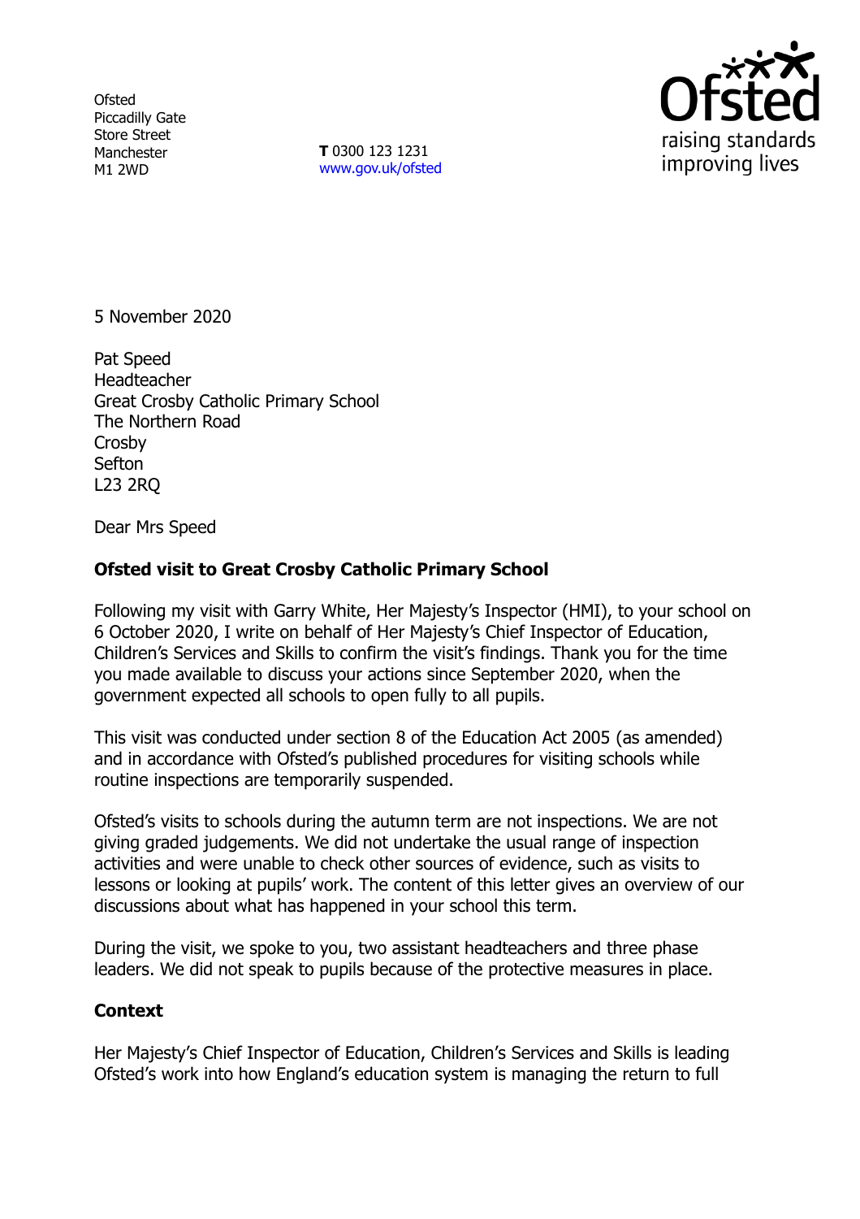Ofsted
Piccadilly Gate
Store Street
Manchester
M1 2WD

**T** 0300 123 1231
www.gov.uk/ofsted

5 November 2020

Pat Speed
Headteacher
Great Crosby Catholic Primary School
The Northern Road
Crosby
Sefton
L23 2RQ

Dear Mrs Speed

**Ofsted visit to Great Crosby Catholic Primary School**

Following my visit with Garry White, Her Majesty's Inspector (HMI), to your school on 6 October 2020, I write on behalf of Her Majesty's Chief Inspector of Education, Children's Services and Skills to confirm the visit's findings. Thank you for the time you made available to discuss your actions since September 2020, when the government expected all schools to open fully to all pupils.

This visit was conducted under section 8 of the Education Act 2005 (as amended) and in accordance with Ofsted's published procedures for visiting schools while routine inspections are temporarily suspended.

Ofsted's visits to schools during the autumn term are not inspections. We are not giving graded judgements. We did not undertake the usual range of inspection activities and were unable to check other sources of evidence, such as visits to lessons or looking at pupils' work. The content of this letter gives an overview of our discussions about what has happened in your school this term.

During the visit, we spoke to you, two assistant headteachers and three phase leaders. We did not speak to pupils because of the protective measures in place.

**Context**

Her Majesty's Chief Inspector of Education, Children's Services and Skills is leading Ofsted's work into how England's education system is managing the return to full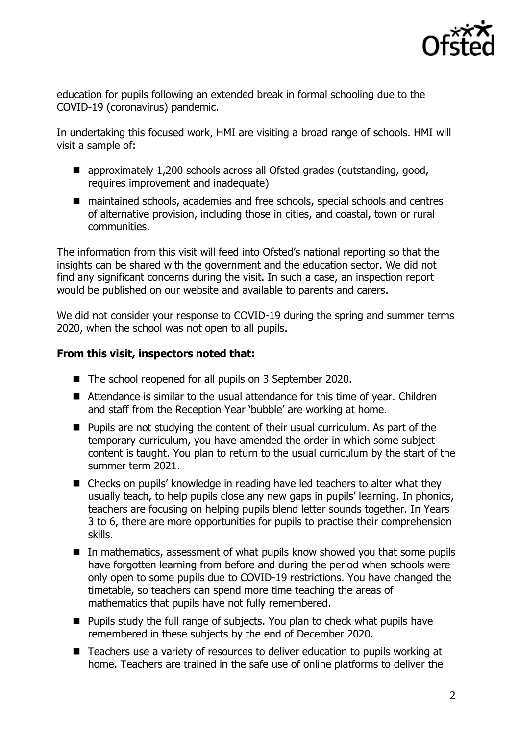education for pupils following an extended break in formal schooling due to the COVID-19 (coronavirus) pandemic.

In undertaking this focused work, HMI are visiting a broad range of schools. HMI will visit a sample of:

- approximately 1,200 schools across all Ofsted grades (outstanding, good, requires improvement and inadequate)
- maintained schools, academies and free schools, special schools and centres of alternative provision, including those in cities, and coastal, town or rural communities.

The information from this visit will feed into Ofsted's national reporting so that the insights can be shared with the government and the education sector. We did not find any significant concerns during the visit. In such a case, an inspection report would be published on our website and available to parents and carers.

We did not consider your response to COVID-19 during the spring and summer terms 2020, when the school was not open to all pupils.

**From this visit, inspectors noted that:**

- The school reopened for all pupils on 3 September 2020.
- Attendance is similar to the usual attendance for this time of year. Children and staff from the Reception Year 'bubble' are working at home.
- Pupils are not studying the content of their usual curriculum. As part of the temporary curriculum, you have amended the order in which some subject content is taught. You plan to return to the usual curriculum by the start of the summer term 2021.
- Checks on pupils' knowledge in reading have led teachers to alter what they usually teach, to help pupils close any new gaps in pupils' learning. In phonics, teachers are focusing on helping pupils blend letter sounds together. In Years 3 to 6, there are more opportunities for pupils to practise their comprehension skills.
- In mathematics, assessment of what pupils know showed you that some pupils have forgotten learning from before and during the period when schools were only open to some pupils due to COVID-19 restrictions. You have changed the timetable, so teachers can spend more time teaching the areas of mathematics that pupils have not fully remembered.
- Pupils study the full range of subjects. You plan to check what pupils have remembered in these subjects by the end of December 2020.
- Teachers use a variety of resources to deliver education to pupils working at home. Teachers are trained in the safe use of online platforms to deliver the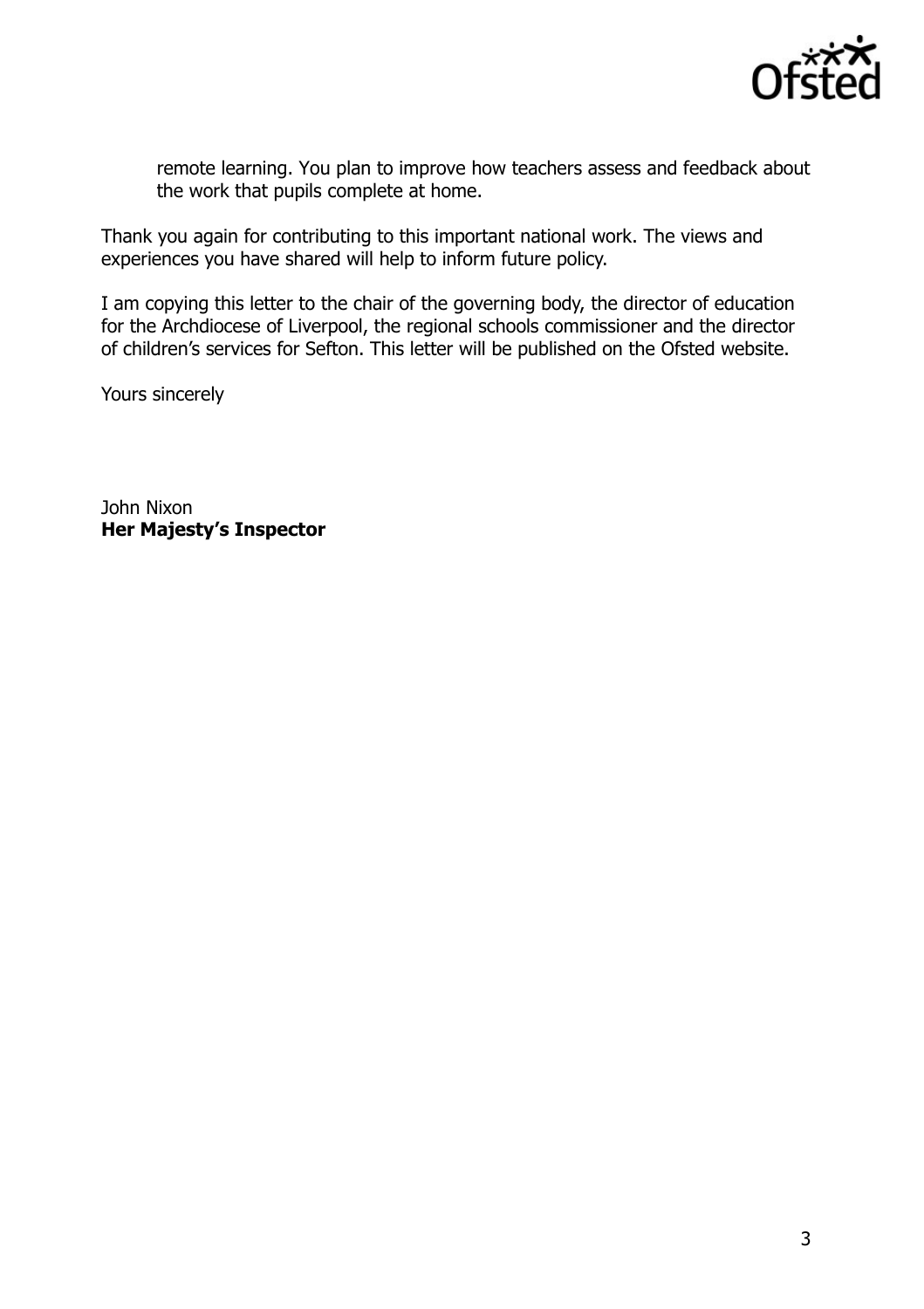remote learning. You plan to improve how teachers assess and feedback about the work that pupils complete at home.

Thank you again for contributing to this important national work. The views and experiences you have shared will help to inform future policy.

I am copying this letter to the chair of the governing body, the director of education for the Archdiocese of Liverpool, the regional schools commissioner and the director of children's services for Sefton. This letter will be published on the Ofsted website.

Yours sincerely

John Nixon
**Her Majesty's Inspector**